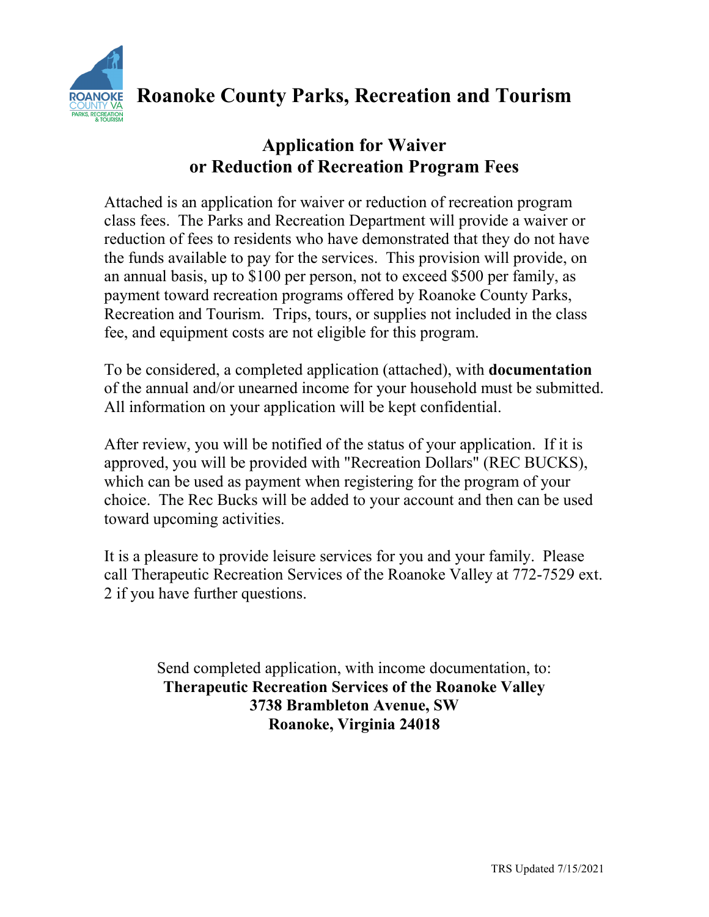# Roanoke County Parks, Recreation and Tourism

## Application for Waiver or Reduction of Recreation Program Fees

Attached is an application for waiver or reduction of recreation program class fees. The Parks and Recreation Department will provide a waiver or reduction of fees to residents who have demonstrated that they do not have the funds available to pay for the services. This provision will provide, on an annual basis, up to $100 per person, not to exceed $500 per family, as payment toward recreation programs offered by Roanoke County Parks, Recreation and Tourism. Trips, tours, or supplies not included in the class fee, and equipment costs are not eligible for this program.

To be considered, a completed application (attached), with **documentation** of the annual and/or unearned income for your household must be submitted. All information on your application will be kept confidential.

After review, you will be notified of the status of your application. If it is approved, you will be provided with "Recreation Dollars" (REC BUCKS), which can be used as payment when registering for the program of your choice. The Rec Bucks will be added to your account and then can be used toward upcoming activities.

It is a pleasure to provide leisure services for you and your family. Please call Therapeutic Recreation Services of the Roanoke Valley at 772-7529 ext. 2 if you have further questions.

Send completed application, with income documentation, to:
**Therapeutic Recreation Services of the Roanoke Valley**
**3738 Brambleton Avenue, SW**
**Roanoke, Virginia 24018**

TRS Updated 7/15/2021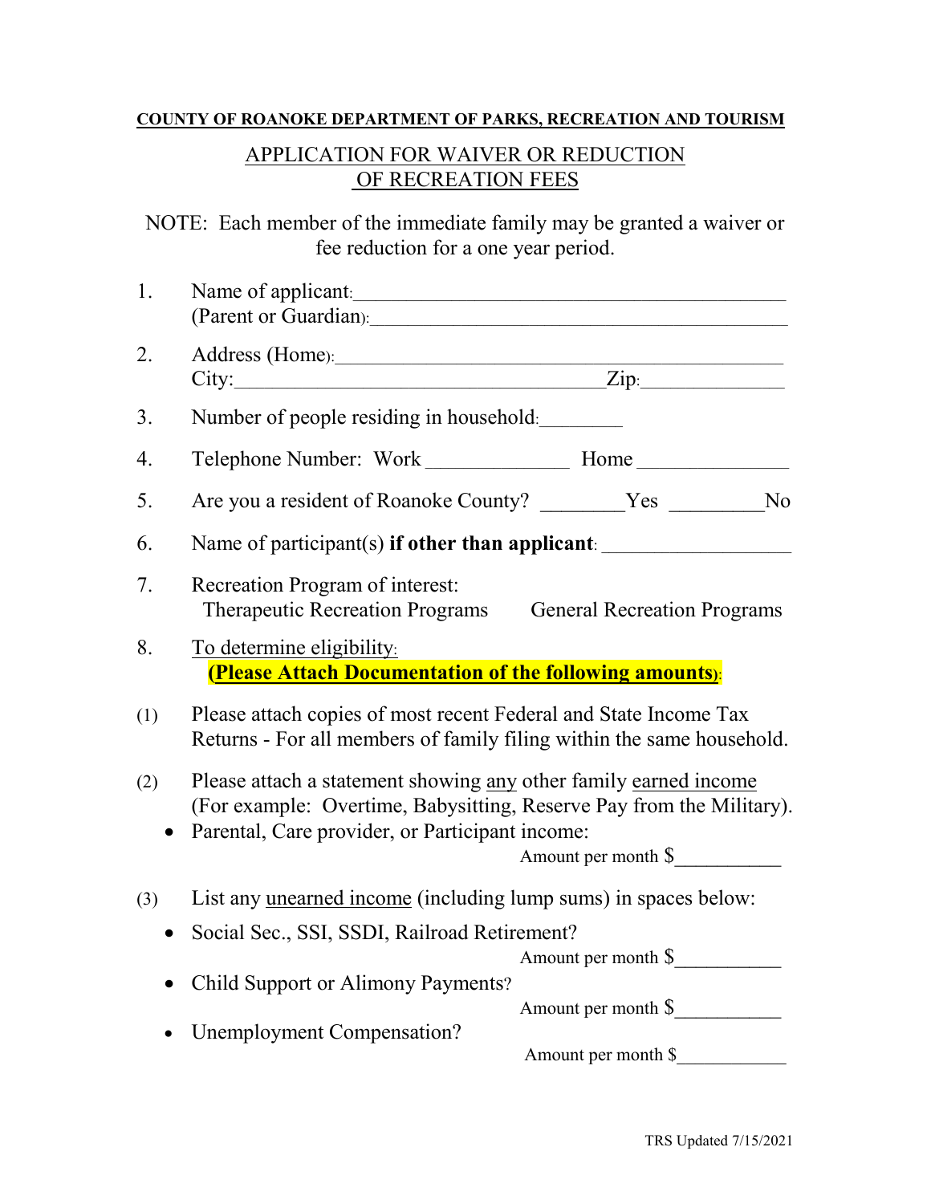**COUNTY OF ROANOKE DEPARTMENT OF PARKS, RECREATION AND TOURISM**

## APPLICATION FOR WAIVER OR REDUCTION OF RECREATION FEES

NOTE: Each member of the immediate family may be granted a waiver or fee reduction for a one year period.

1. Name of applicant:\_\_\_\_\_\_\_\_\_\_\_\_\_\_\_\_\_\_\_\_\_\_\_\_\_\_\_\_\_\_\_\_\_\_\_\_\_\_\_\_
   (Parent or Guardian):\_\_\_\_\_\_\_\_\_\_\_\_\_\_\_\_\_\_\_\_\_\_\_\_\_\_\_\_\_\_\_\_\_\_\_\_\_\_\_\_

2. Address (Home):\_\_\_\_\_\_\_\_\_\_\_\_\_\_\_\_\_\_\_\_\_\_\_\_\_\_\_\_\_\_\_\_\_\_\_\_\_\_\_\_
   City:\_\_\_\_\_\_\_\_\_\_\_\_\_\_\_\_\_\_\_\_\_\_\_\_\_\_\_\_\_\_\_\_\_\_\_\_ Zip:\_\_\_\_\_\_\_\_\_\_\_\_\_\_

3. Number of people residing in household:\_\_\_\_\_\_\_\_

4. Telephone Number: Work \_\_\_\_\_\_\_\_\_\_\_\_\_\_ Home \_\_\_\_\_\_\_\_\_\_\_\_\_\_\_

5. Are you a resident of Roanoke County? \_\_\_\_\_\_\_\_Yes \_\_\_\_\_\_\_\_\_No

6. Name of participant(s) **if other than applicant**: \_\_\_\_\_\_\_\_\_\_\_\_\_\_\_\_\_\_

7. Recreation Program of interest:
   Therapeutic Recreation Programs    General Recreation Programs

8. To determine eligibility:
   **(Please Attach Documentation of the following amounts)**:

(1) Please attach copies of most recent Federal and State Income Tax Returns - For all members of family filing within the same household.

(2) Please attach a statement showing any other family earned income (For example: Overtime, Babysitting, Reserve Pay from the Military).

- Parental, Care provider, or Participant income:
  Amount per month $\_\_\_\_\_\_\_\_\_\_\_

(3) List any unearned income (including lump sums) in spaces below:

- Social Sec., SSI, SSDI, Railroad Retirement?
  Amount per month $\_\_\_\_\_\_\_\_\_\_\_
- Child Support or Alimony Payments?
  Amount per month $\_\_\_\_\_\_\_\_\_\_\_
- Unemployment Compensation?
  Amount per month $\_\_\_\_\_\_\_\_\_\_\_\_

TRS Updated 7/15/2021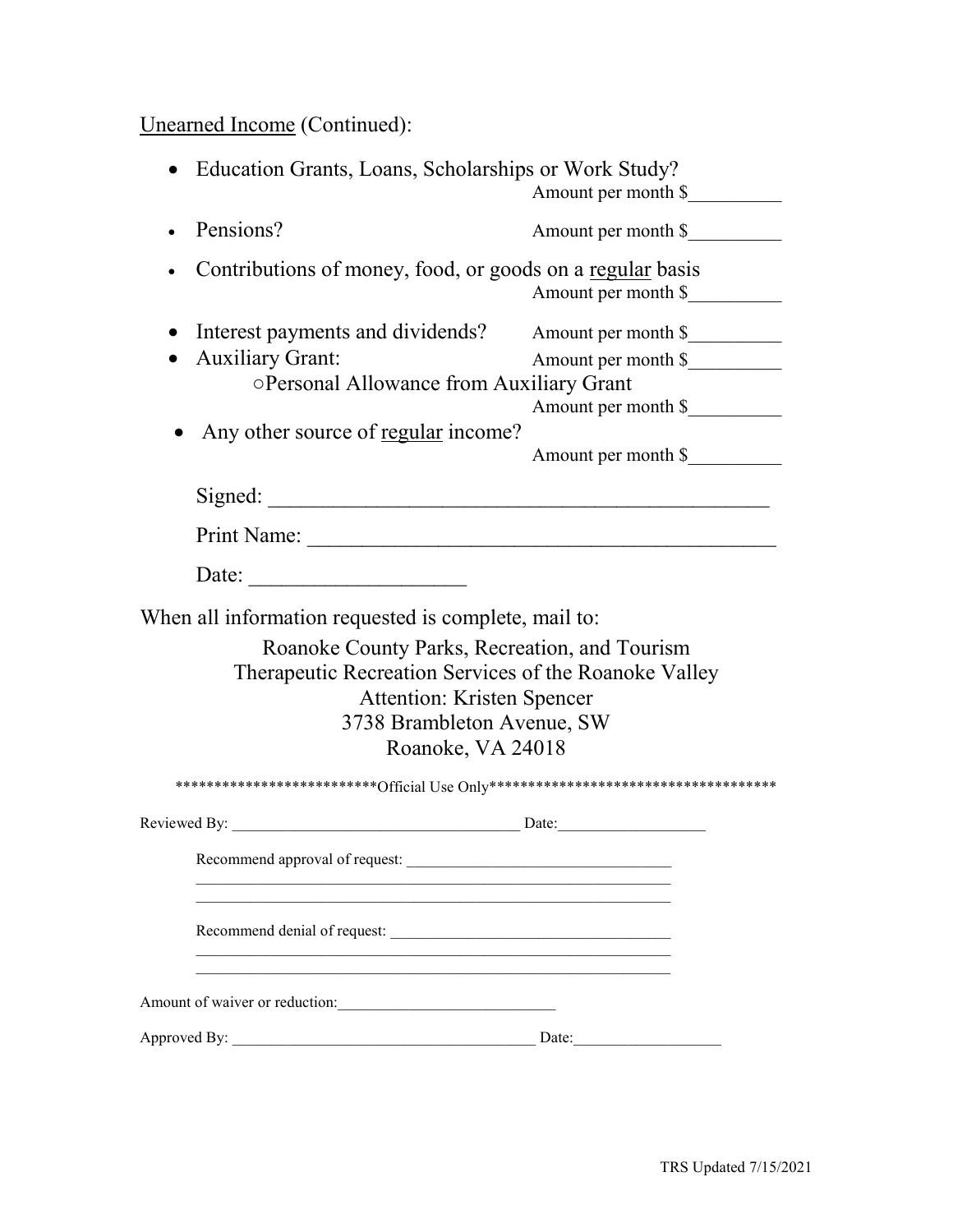<u>Unearned Income</u> (Continued):

- Education Grants, Loans, Scholarships or Work Study?
  Amount per month $__________
- Pensions? Amount per month $__________
- Contributions of money, food, or goods on a <u>regular</u> basis
  Amount per month $__________
- Interest payments and dividends? Amount per month $__________
- Auxiliary Grant: Amount per month $__________
  - Personal Allowance from Auxiliary Grant
    Amount per month $__________
- Any other source of <u>regular</u> income?
  Amount per month $__________

Signed: ________________________________________________

Print Name: ____________________________________________

Date: ____________________

When all information requested is complete, mail to:

Roanoke County Parks, Recreation, and Tourism
Therapeutic Recreation Services of the Roanoke Valley
Attention: Kristen Spencer
3738 Brambleton Avenue, SW
Roanoke, VA 24018

**************************Official Use Only**************************************

Reviewed By: _____________________________________ Date:___________________

Recommend approval of request: __________________________________
______________________________________________________________
______________________________________________________________

Recommend denial of request: ____________________________________
______________________________________________________________
______________________________________________________________

Amount of waiver or reduction:____________________________

Approved By: ______________________________________ Date:___________________

TRS Updated 7/15/2021